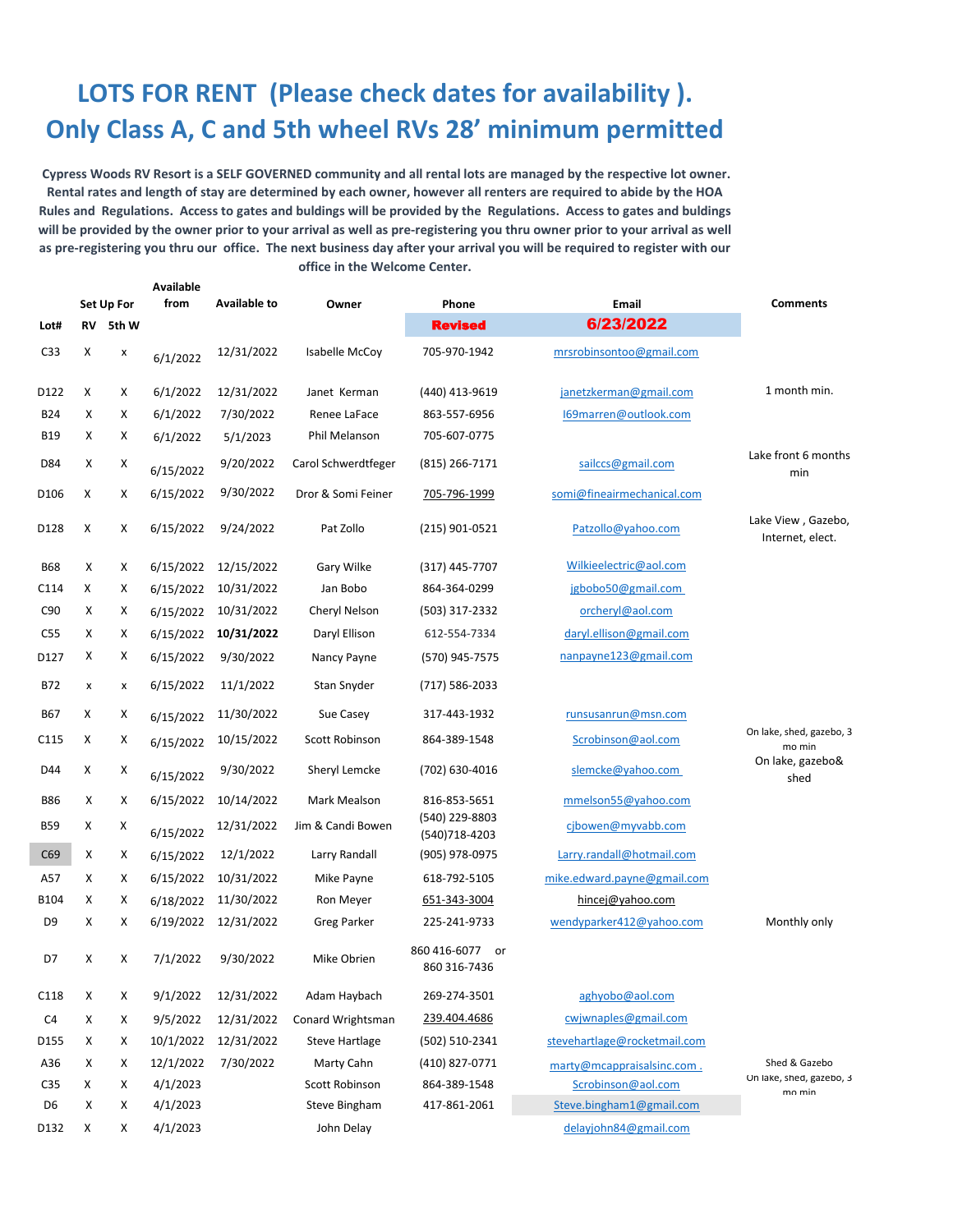# LOTS FOR RENT (Please check dates for availability ).
# Only Class A, C and 5th wheel RVs 28' minimum permitted

**Cypress Woods RV Resort is a SELF GOVERNED community and all rental lots are managed by the respective lot owner. Rental rates and length of stay are determined by each owner, however all renters are required to abide by the HOA Rules and Regulations. Access to gates and buldings will be provided by the Regulations. Access to gates and buldings will be provided by the owner prior to your arrival as well as pre-registering you thru owner prior to your arrival as well as pre-registering you thru our office. The next business day after your arrival you will be required to register with our office in the Welcome Center.**

| Lot# | Set Up For RV | 5th W | Available from | Available to | Owner | Phone | Email | Comments |
|---|---|---|---|---|---|---|---|---|
| | | | | | | Revised | 6/23/2022 | |
| C33 | X | x | 6/1/2022 | 12/31/2022 | Isabelle McCoy | 705-970-1942 | mrsrobinsontoo@gmail.com | |
| D122 | X | X | 6/1/2022 | 12/31/2022 | Janet Kerman | (440) 413-9619 | janetzkerman@gmail.com | 1 month min. |
| B24 | X | X | 6/1/2022 | 7/30/2022 | Renee LaFace | 863-557-6956 | l69marren@outlook.com | |
| B19 | X | X | 6/1/2022 | 5/1/2023 | Phil Melanson | 705-607-0775 | | |
| D84 | X | X | 6/15/2022 | 9/20/2022 | Carol Schwerdtfeger | (815) 266-7171 | sailccs@gmail.com | Lake front 6 months min |
| D106 | X | X | 6/15/2022 | 9/30/2022 | Dror & Somi Feiner | 705-796-1999 | somi@fineairmechanical.com | |
| D128 | X | X | 6/15/2022 | 9/24/2022 | Pat Zollo | (215) 901-0521 | Patzollo@yahoo.com | Lake View , Gazebo, Internet, elect. |
| B68 | X | X | 6/15/2022 | 12/15/2022 | Gary Wilke | (317) 445-7707 | Wilkieelectric@aol.com | |
| C114 | X | X | 6/15/2022 | 10/31/2022 | Jan Bobo | 864-364-0299 | jgbobo50@gmail.com | |
| C90 | X | X | 6/15/2022 | 10/31/2022 | Cheryl Nelson | (503) 317-2332 | orcheryl@aol.com | |
| C55 | X | X | 6/15/2022 | **10/31/2022** | Daryl Ellison | 612-554-7334 | daryl.ellison@gmail.com | |
| D127 | X | X | 6/15/2022 | 9/30/2022 | Nancy Payne | (570) 945-7575 | nanpayne123@gmail.com | |
| B72 | x | x | 6/15/2022 | 11/1/2022 | Stan Snyder | (717) 586-2033 | | |
| B67 | X | X | 6/15/2022 | 11/30/2022 | Sue Casey | 317-443-1932 | runsusanrun@msn.com | |
| C115 | X | X | 6/15/2022 | 10/15/2022 | Scott Robinson | 864-389-1548 | Scrobinson@aol.com | On lake, shed, gazebo, 3 mo min |
| D44 | X | X | 6/15/2022 | 9/30/2022 | Sheryl Lemcke | (702) 630-4016 | slemcke@yahoo.com | On lake, gazebo& shed |
| B86 | X | X | 6/15/2022 | 10/14/2022 | Mark Mealson | 816-853-5651 | mmelson55@yahoo.com | |
| B59 | X | X | 6/15/2022 | 12/31/2022 | Jim & Candi Bowen | (540) 229-8803 (540)718-4203 | cjbowen@myvabb.com | |
| C69 | X | X | 6/15/2022 | 12/1/2022 | Larry Randall | (905) 978-0975 | Larry.randall@hotmail.com | |
| A57 | X | X | 6/15/2022 | 10/31/2022 | Mike Payne | 618-792-5105 | mike.edward.payne@gmail.com | |
| B104 | X | X | 6/18/2022 | 11/30/2022 | Ron Meyer | 651-343-3004 | hincej@yahoo.com | |
| D9 | X | X | 6/19/2022 | 12/31/2022 | Greg Parker | 225-241-9733 | wendyparker412@yahoo.com | Monthly only |
| D7 | X | X | 7/1/2022 | 9/30/2022 | Mike Obrien | 860 416-6077 or 860 316-7436 | | |
| C118 | X | X | 9/1/2022 | 12/31/2022 | Adam Haybach | 269-274-3501 | aghyobo@aol.com | |
| C4 | X | X | 9/5/2022 | 12/31/2022 | Conard Wrightsman | 239.404.4686 | cwjwnaples@gmail.com | |
| D155 | X | X | 10/1/2022 | 12/31/2022 | Steve Hartlage | (502) 510-2341 | stevehartlage@rocketmail.com | |
| A36 | X | X | 12/1/2022 | 7/30/2022 | Marty Cahn | (410) 827-0771 | marty@mcappraisalsinc.com . | Shed & Gazebo |
| C35 | X | X | 4/1/2023 | | Scott Robinson | 864-389-1548 | Scrobinson@aol.com | On lake, shed, gazebo, 3 mo min |
| D6 | X | X | 4/1/2023 | | Steve Bingham | 417-861-2061 | Steve.bingham1@gmail.com | |
| D132 | X | X | 4/1/2023 | | John Delay | | delayjohn84@gmail.com | |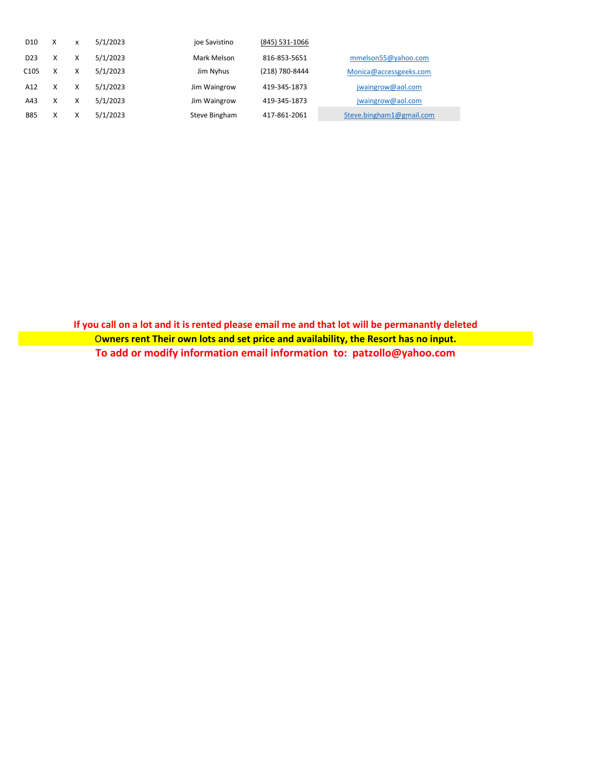| | | | | | | |
|---|---|---|---|---|---|---|
| D10 | X | x | 5/1/2023 | joe Savistino | (845) 531-1066 | |
| D23 | X | X | 5/1/2023 | Mark Melson | 816-853-5651 | mmelson55@yahoo.com |
| C105 | X | X | 5/1/2023 | Jim Nyhus | (218) 780-8444 | Monica@accessgeeks.com |
| A12 | X | X | 5/1/2023 | Jim Waingrow | 419-345-1873 | jwaingrow@aol.com |
| A43 | X | X | 5/1/2023 | Jim Waingrow | 419-345-1873 | jwaingrow@aol.com |
| B85 | X | X | 5/1/2023 | Steve Bingham | 417-861-2061 | Steve.bingham1@gmail.com |

**If you call on a lot and it is rented please email me and that lot will be permanantly deleted**

O**wners rent Their own lots and set price and availability, the Resort has no input.**

**To add or modify information email information to: patzollo@yahoo.com**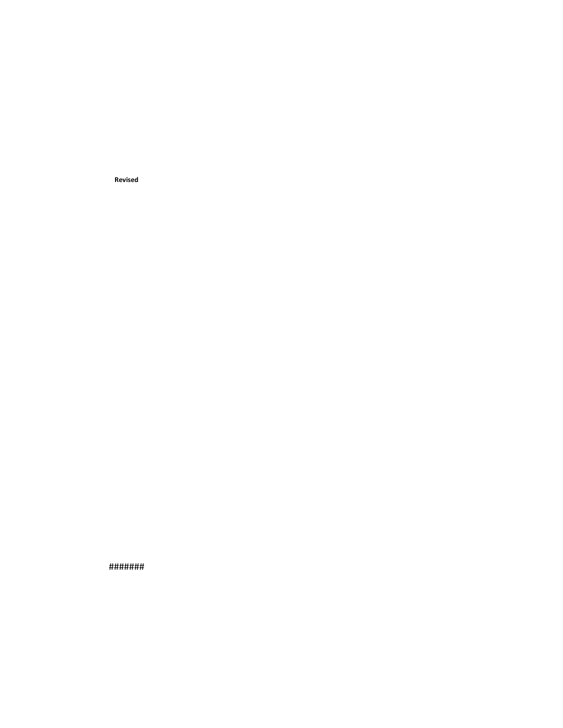**Revised**

#######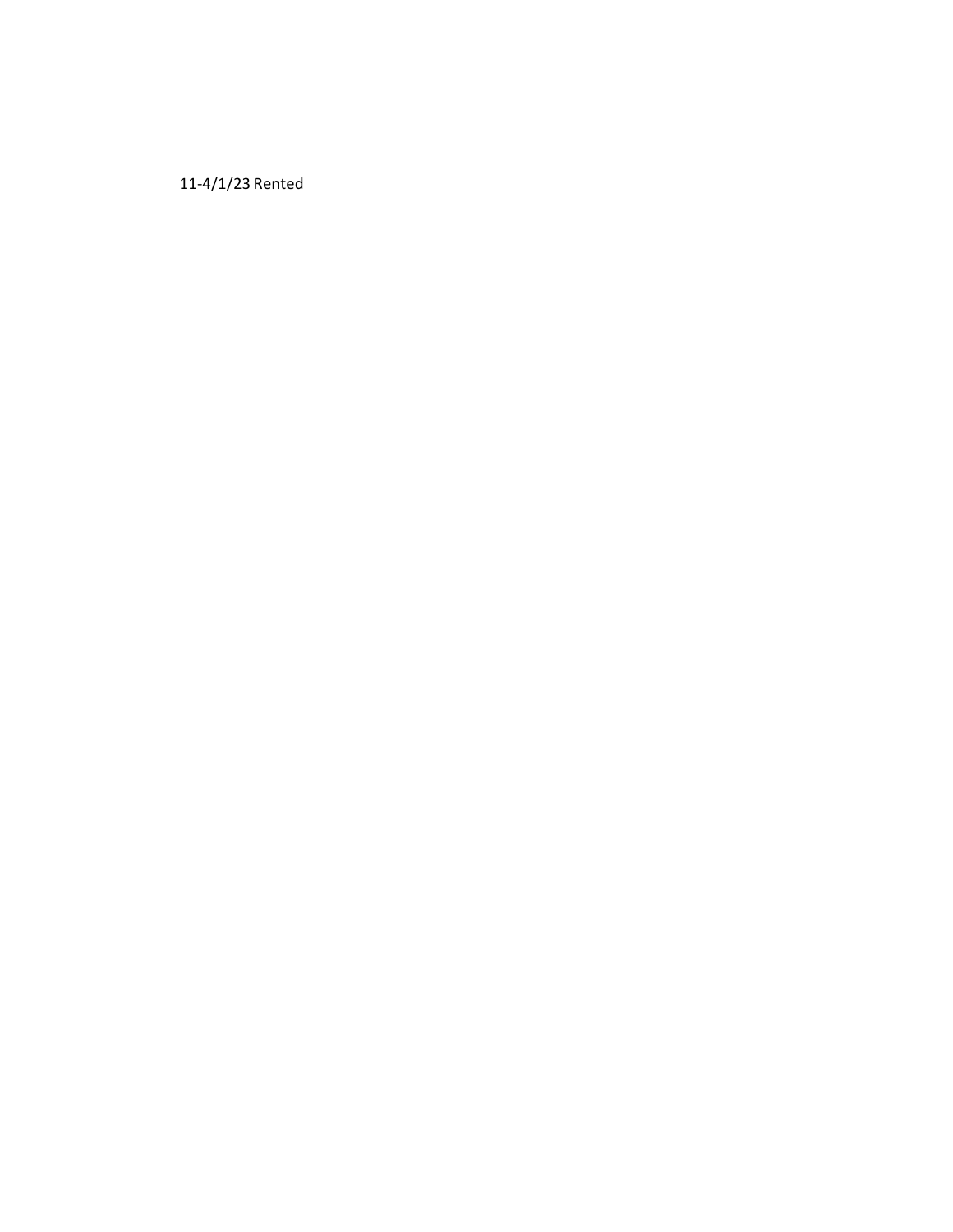11-4/1/23 Rented